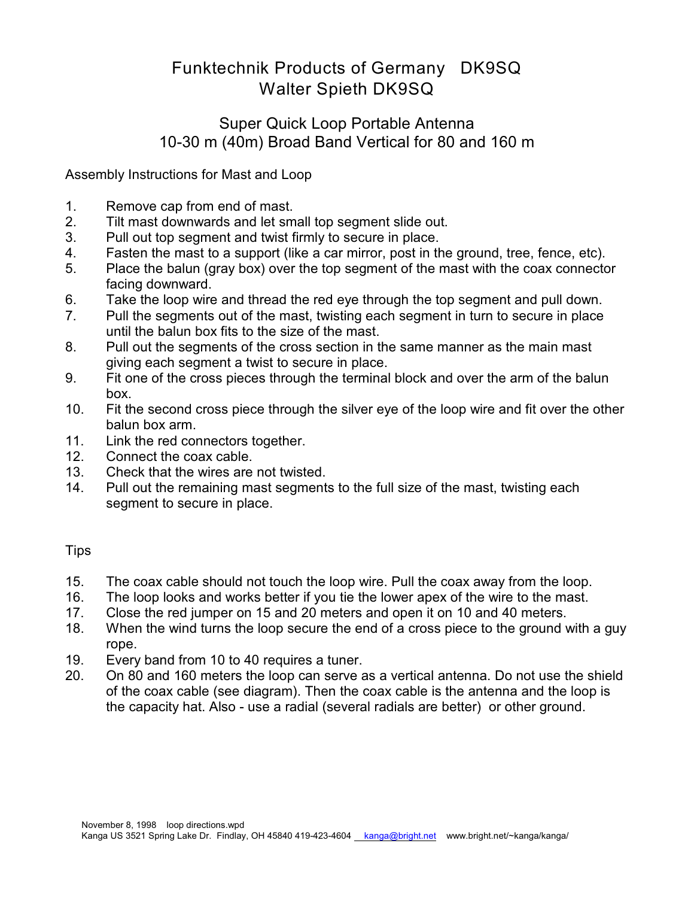# Funktechnik Products of Germany DK9SQ
# Walter Spieth DK9SQ

## Super Quick Loop Portable Antenna
## 10-30 m (40m) Broad Band Vertical for 80 and 160 m

Assembly Instructions for Mast and Loop

1. Remove cap from end of mast.
2. Tilt mast downwards and let small top segment slide out.
3. Pull out top segment and twist firmly to secure in place.
4. Fasten the mast to a support (like a car mirror, post in the ground, tree, fence, etc).
5. Place the balun (gray box) over the top segment of the mast with the coax connector facing downward.
6. Take the loop wire and thread the red eye through the top segment and pull down.
7. Pull the segments out of the mast, twisting each segment in turn to secure in place until the balun box fits to the size of the mast.
8. Pull out the segments of the cross section in the same manner as the main mast giving each segment a twist to secure in place.
9. Fit one of the cross pieces through the terminal block and over the arm of the balun box.
10. Fit the second cross piece through the silver eye of the loop wire and fit over the other balun box arm.
11. Link the red connectors together.
12. Connect the coax cable.
13. Check that the wires are not twisted.
14. Pull out the remaining mast segments to the full size of the mast, twisting each segment to secure in place.

Tips

15. The coax cable should not touch the loop wire. Pull the coax away from the loop.
16. The loop looks and works better if you tie the lower apex of the wire to the mast.
17. Close the red jumper on 15 and 20 meters and open it on 10 and 40 meters.
18. When the wind turns the loop secure the end of a cross piece to the ground with a guy rope.
19. Every band from 10 to 40 requires a tuner.
20. On 80 and 160 meters the loop can serve as a vertical antenna. Do not use the shield of the coax cable (see diagram). Then the coax cable is the antenna and the loop is the capacity hat. Also - use a radial (several radials are better) or other ground.

November 8, 1998 loop directions.wpd
Kanga US 3521 Spring Lake Dr. Findlay, OH 45840 419-423-4604 kanga@bright.net www.bright.net/~kanga/kanga/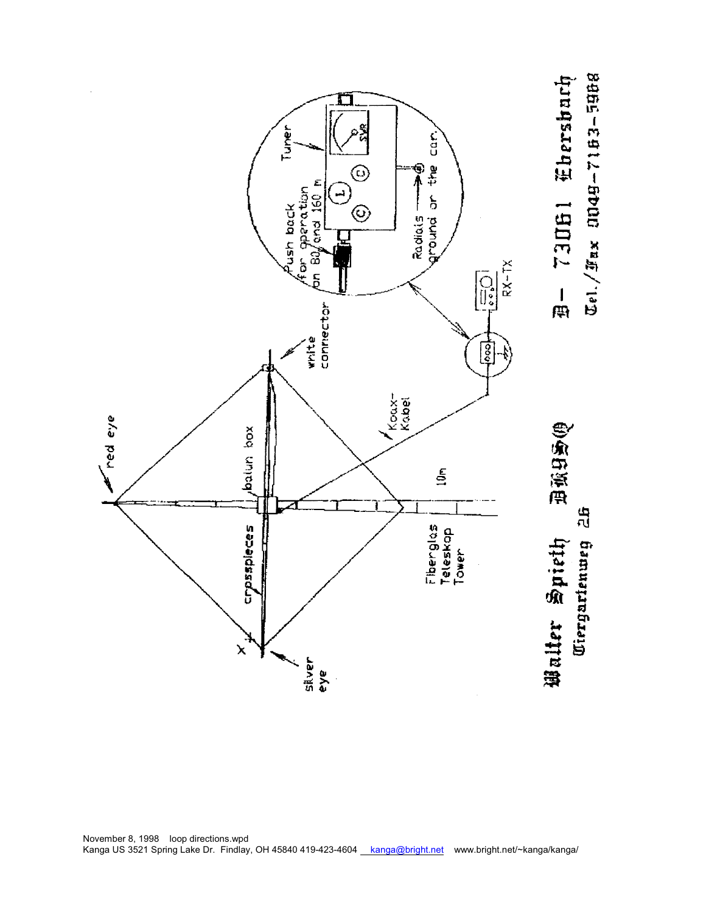red eye

balun box

crosspieces

X

silver eye

white connector

Koax-Kabel

10m

Fiberglas Teleskop Tower

Tuner

Push back for operation on 80 and 160 m

L

C

C

SVR

Radials ground or the car.

RX-TX

Walter Spieth D-73061 Ebersbach

Tiergartenweg 26

Tel./Fax 0049-7163-5968

November 8, 1998 loop directions.wpd

Kanga US 3521 Spring Lake Dr. Findlay, OH 45840 419-423-4604 kanga@bright.net www.bright.net/~kanga/kanga/